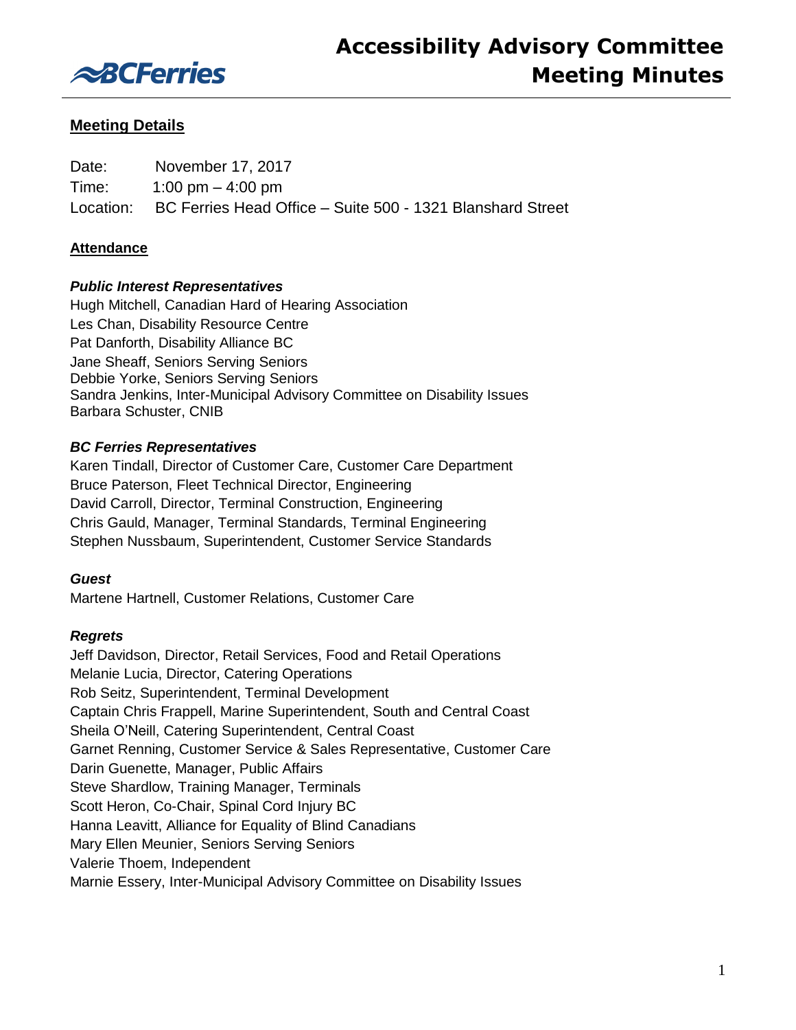# Accessibility Advisory Committee Meeting Minutes

## Meeting Details

Date: November 17, 2017
Time: 1:00 pm – 4:00 pm
Location: BC Ferries Head Office – Suite 500 - 1321 Blanshard Street

### Attendance

***Public Interest Representatives***

Hugh Mitchell, Canadian Hard of Hearing Association
Les Chan, Disability Resource Centre
Pat Danforth, Disability Alliance BC
Jane Sheaff, Seniors Serving Seniors
Debbie Yorke, Seniors Serving Seniors
Sandra Jenkins, Inter-Municipal Advisory Committee on Disability Issues
Barbara Schuster, CNIB

***BC Ferries Representatives***

Karen Tindall, Director of Customer Care, Customer Care Department
Bruce Paterson, Fleet Technical Director, Engineering
David Carroll, Director, Terminal Construction, Engineering
Chris Gauld, Manager, Terminal Standards, Terminal Engineering
Stephen Nussbaum, Superintendent, Customer Service Standards

***Guest***

Martene Hartnell, Customer Relations, Customer Care

***Regrets***

Jeff Davidson, Director, Retail Services, Food and Retail Operations
Melanie Lucia, Director, Catering Operations
Rob Seitz, Superintendent, Terminal Development
Captain Chris Frappell, Marine Superintendent, South and Central Coast
Sheila O'Neill, Catering Superintendent, Central Coast
Garnet Renning, Customer Service & Sales Representative, Customer Care
Darin Guenette, Manager, Public Affairs
Steve Shardlow, Training Manager, Terminals
Scott Heron, Co-Chair, Spinal Cord Injury BC
Hanna Leavitt, Alliance for Equality of Blind Canadians
Mary Ellen Meunier, Seniors Serving Seniors
Valerie Thoem, Independent
Marnie Essery, Inter-Municipal Advisory Committee on Disability Issues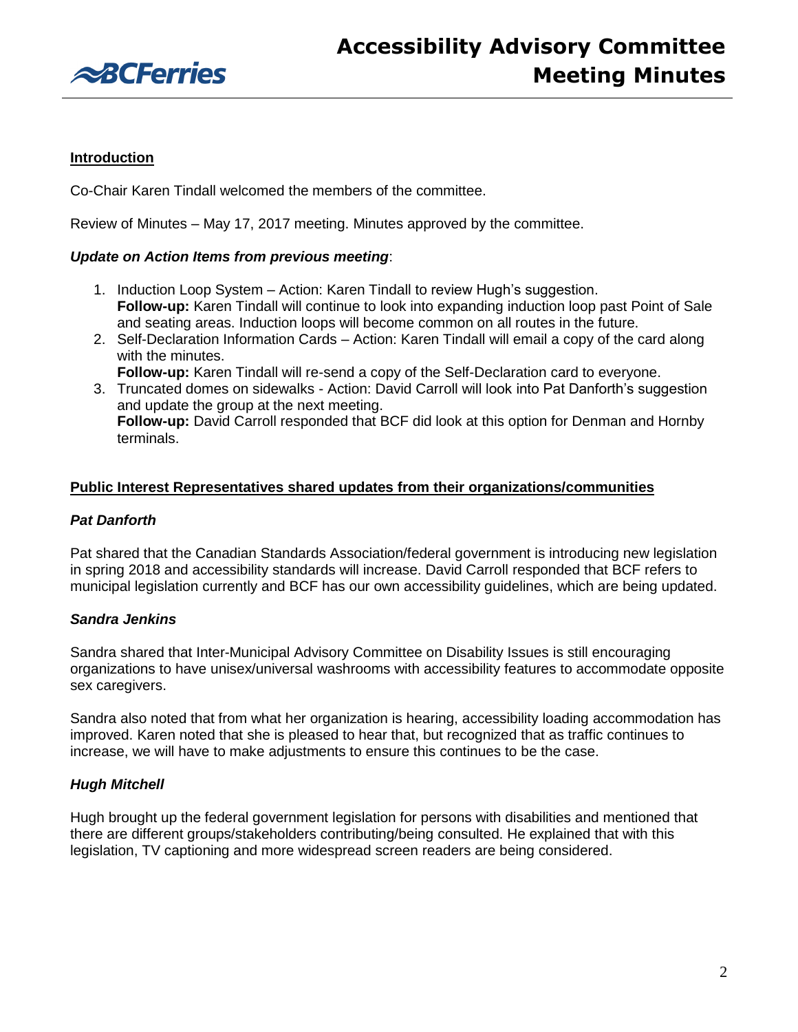## Introduction

Co-Chair Karen Tindall welcomed the members of the committee.

Review of Minutes – May 17, 2017 meeting. Minutes approved by the committee.

***Update on Action Items from previous meeting***:

1. Induction Loop System – Action: Karen Tindall to review Hugh's suggestion.
   **Follow-up:** Karen Tindall will continue to look into expanding induction loop past Point of Sale and seating areas. Induction loops will become common on all routes in the future.
2. Self-Declaration Information Cards – Action: Karen Tindall will email a copy of the card along with the minutes.
   **Follow-up:** Karen Tindall will re-send a copy of the Self-Declaration card to everyone.
3. Truncated domes on sidewalks - Action: David Carroll will look into Pat Danforth's suggestion and update the group at the next meeting.
   **Follow-up:** David Carroll responded that BCF did look at this option for Denman and Hornby terminals.

## Public Interest Representatives shared updates from their organizations/communities

### *Pat Danforth*

Pat shared that the Canadian Standards Association/federal government is introducing new legislation in spring 2018 and accessibility standards will increase. David Carroll responded that BCF refers to municipal legislation currently and BCF has our own accessibility guidelines, which are being updated.

### *Sandra Jenkins*

Sandra shared that Inter-Municipal Advisory Committee on Disability Issues is still encouraging organizations to have unisex/universal washrooms with accessibility features to accommodate opposite sex caregivers.

Sandra also noted that from what her organization is hearing, accessibility loading accommodation has improved. Karen noted that she is pleased to hear that, but recognized that as traffic continues to increase, we will have to make adjustments to ensure this continues to be the case.

### *Hugh Mitchell*

Hugh brought up the federal government legislation for persons with disabilities and mentioned that there are different groups/stakeholders contributing/being consulted. He explained that with this legislation, TV captioning and more widespread screen readers are being considered.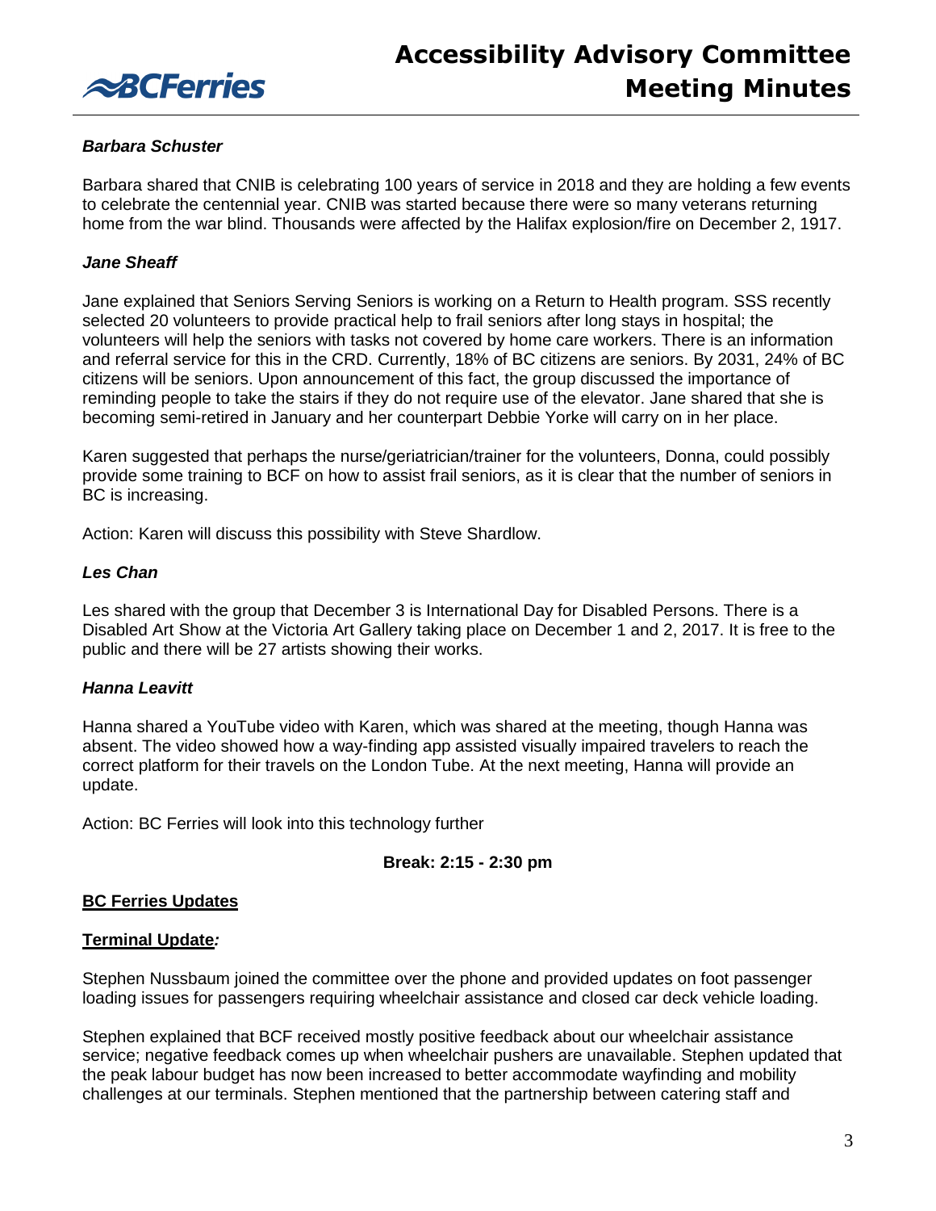### *Barbara Schuster*

Barbara shared that CNIB is celebrating 100 years of service in 2018 and they are holding a few events to celebrate the centennial year. CNIB was started because there were so many veterans returning home from the war blind. Thousands were affected by the Halifax explosion/fire on December 2, 1917.

### *Jane Sheaff*

Jane explained that Seniors Serving Seniors is working on a Return to Health program. SSS recently selected 20 volunteers to provide practical help to frail seniors after long stays in hospital; the volunteers will help the seniors with tasks not covered by home care workers. There is an information and referral service for this in the CRD. Currently, 18% of BC citizens are seniors. By 2031, 24% of BC citizens will be seniors. Upon announcement of this fact, the group discussed the importance of reminding people to take the stairs if they do not require use of the elevator. Jane shared that she is becoming semi-retired in January and her counterpart Debbie Yorke will carry on in her place.

Karen suggested that perhaps the nurse/geriatrician/trainer for the volunteers, Donna, could possibly provide some training to BCF on how to assist frail seniors, as it is clear that the number of seniors in BC is increasing.

Action: Karen will discuss this possibility with Steve Shardlow.

### *Les Chan*

Les shared with the group that December 3 is International Day for Disabled Persons. There is a Disabled Art Show at the Victoria Art Gallery taking place on December 1 and 2, 2017. It is free to the public and there will be 27 artists showing their works.

### *Hanna Leavitt*

Hanna shared a YouTube video with Karen, which was shared at the meeting, though Hanna was absent. The video showed how a way-finding app assisted visually impaired travelers to reach the correct platform for their travels on the London Tube. At the next meeting, Hanna will provide an update.

Action: BC Ferries will look into this technology further

**Break: 2:15 - 2:30 pm**

## BC Ferries Updates

### Terminal Update*:*

Stephen Nussbaum joined the committee over the phone and provided updates on foot passenger loading issues for passengers requiring wheelchair assistance and closed car deck vehicle loading.

Stephen explained that BCF received mostly positive feedback about our wheelchair assistance service; negative feedback comes up when wheelchair pushers are unavailable. Stephen updated that the peak labour budget has now been increased to better accommodate wayfinding and mobility challenges at our terminals. Stephen mentioned that the partnership between catering staff and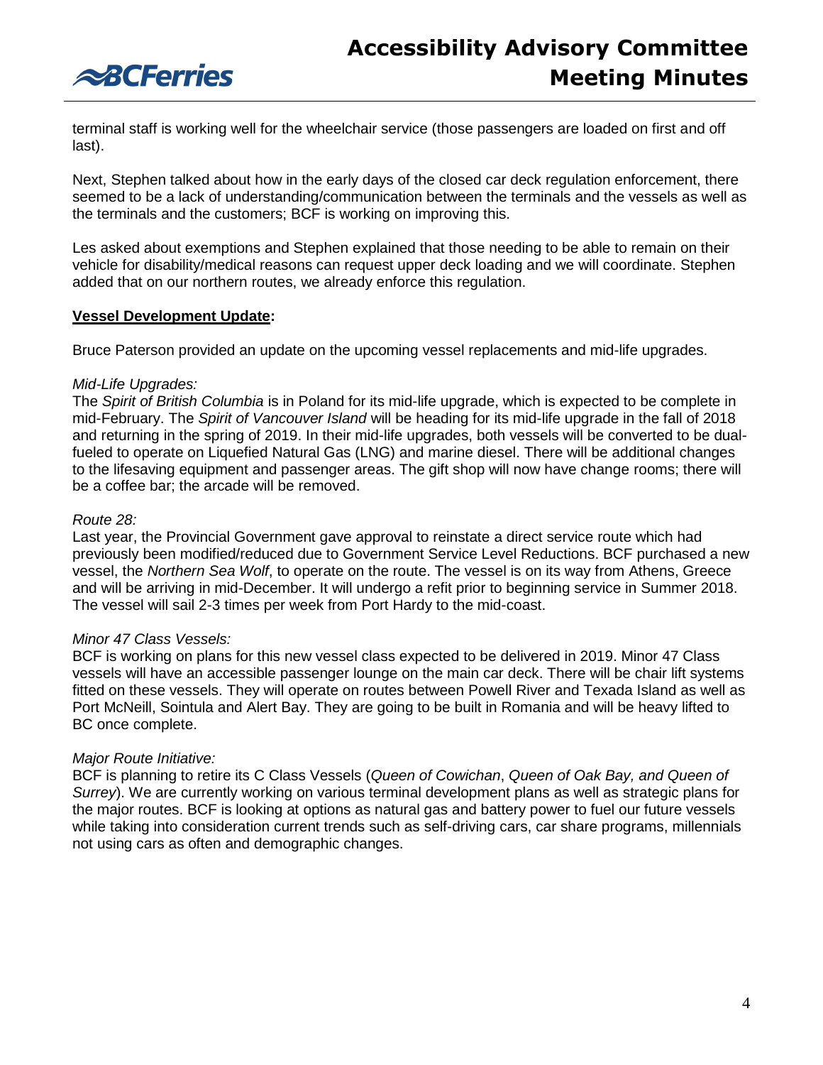terminal staff is working well for the wheelchair service (those passengers are loaded on first and off last).

Next, Stephen talked about how in the early days of the closed car deck regulation enforcement, there seemed to be a lack of understanding/communication between the terminals and the vessels as well as the terminals and the customers; BCF is working on improving this.

Les asked about exemptions and Stephen explained that those needing to be able to remain on their vehicle for disability/medical reasons can request upper deck loading and we will coordinate. Stephen added that on our northern routes, we already enforce this regulation.

**Vessel Development Update:**

Bruce Paterson provided an update on the upcoming vessel replacements and mid-life upgrades.

*Mid-Life Upgrades:*
The *Spirit of British Columbia* is in Poland for its mid-life upgrade, which is expected to be complete in mid-February. The *Spirit of Vancouver Island* will be heading for its mid-life upgrade in the fall of 2018 and returning in the spring of 2019. In their mid-life upgrades, both vessels will be converted to be dual-fueled to operate on Liquefied Natural Gas (LNG) and marine diesel. There will be additional changes to the lifesaving equipment and passenger areas. The gift shop will now have change rooms; there will be a coffee bar; the arcade will be removed.

*Route 28:*
Last year, the Provincial Government gave approval to reinstate a direct service route which had previously been modified/reduced due to Government Service Level Reductions. BCF purchased a new vessel, the *Northern Sea Wolf*, to operate on the route. The vessel is on its way from Athens, Greece and will be arriving in mid-December. It will undergo a refit prior to beginning service in Summer 2018. The vessel will sail 2-3 times per week from Port Hardy to the mid-coast.

*Minor 47 Class Vessels:*
BCF is working on plans for this new vessel class expected to be delivered in 2019. Minor 47 Class vessels will have an accessible passenger lounge on the main car deck. There will be chair lift systems fitted on these vessels. They will operate on routes between Powell River and Texada Island as well as Port McNeill, Sointula and Alert Bay. They are going to be built in Romania and will be heavy lifted to BC once complete.

*Major Route Initiative:*
BCF is planning to retire its C Class Vessels (*Queen of Cowichan*, *Queen of Oak Bay, and Queen of Surrey*). We are currently working on various terminal development plans as well as strategic plans for the major routes. BCF is looking at options as natural gas and battery power to fuel our future vessels while taking into consideration current trends such as self-driving cars, car share programs, millennials not using cars as often and demographic changes.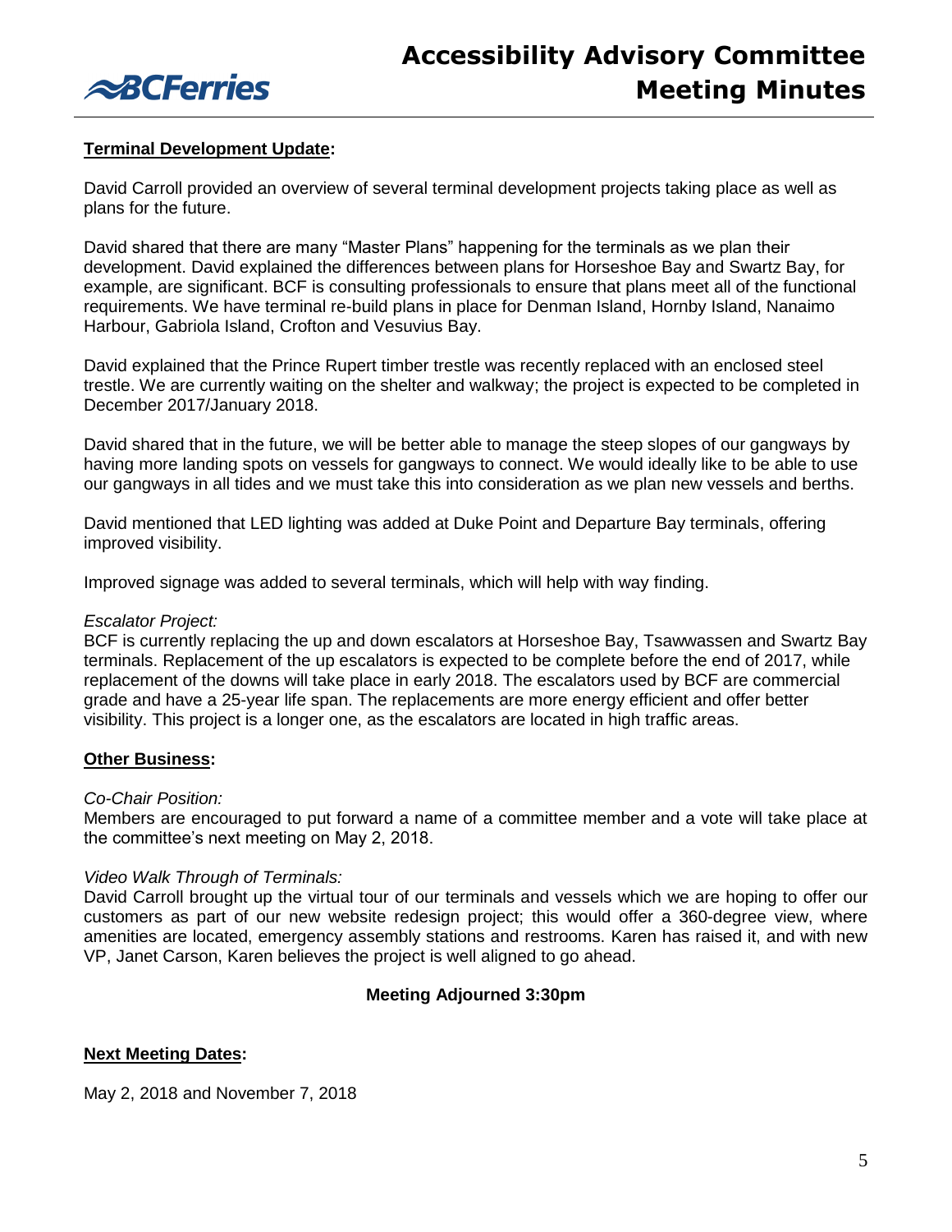**Terminal Development Update:**

David Carroll provided an overview of several terminal development projects taking place as well as plans for the future.

David shared that there are many "Master Plans" happening for the terminals as we plan their development. David explained the differences between plans for Horseshoe Bay and Swartz Bay, for example, are significant. BCF is consulting professionals to ensure that plans meet all of the functional requirements. We have terminal re-build plans in place for Denman Island, Hornby Island, Nanaimo Harbour, Gabriola Island, Crofton and Vesuvius Bay.

David explained that the Prince Rupert timber trestle was recently replaced with an enclosed steel trestle. We are currently waiting on the shelter and walkway; the project is expected to be completed in December 2017/January 2018.

David shared that in the future, we will be better able to manage the steep slopes of our gangways by having more landing spots on vessels for gangways to connect. We would ideally like to be able to use our gangways in all tides and we must take this into consideration as we plan new vessels and berths.

David mentioned that LED lighting was added at Duke Point and Departure Bay terminals, offering improved visibility.

Improved signage was added to several terminals, which will help with way finding.

*Escalator Project:*
BCF is currently replacing the up and down escalators at Horseshoe Bay, Tsawwassen and Swartz Bay terminals. Replacement of the up escalators is expected to be complete before the end of 2017, while replacement of the downs will take place in early 2018. The escalators used by BCF are commercial grade and have a 25-year life span. The replacements are more energy efficient and offer better visibility. This project is a longer one, as the escalators are located in high traffic areas.

**Other Business:**

*Co-Chair Position:*
Members are encouraged to put forward a name of a committee member and a vote will take place at the committee's next meeting on May 2, 2018.

*Video Walk Through of Terminals:*
David Carroll brought up the virtual tour of our terminals and vessels which we are hoping to offer our customers as part of our new website redesign project; this would offer a 360-degree view, where amenities are located, emergency assembly stations and restrooms. Karen has raised it, and with new VP, Janet Carson, Karen believes the project is well aligned to go ahead.

**Meeting Adjourned 3:30pm**

**Next Meeting Dates:**

May 2, 2018 and November 7, 2018